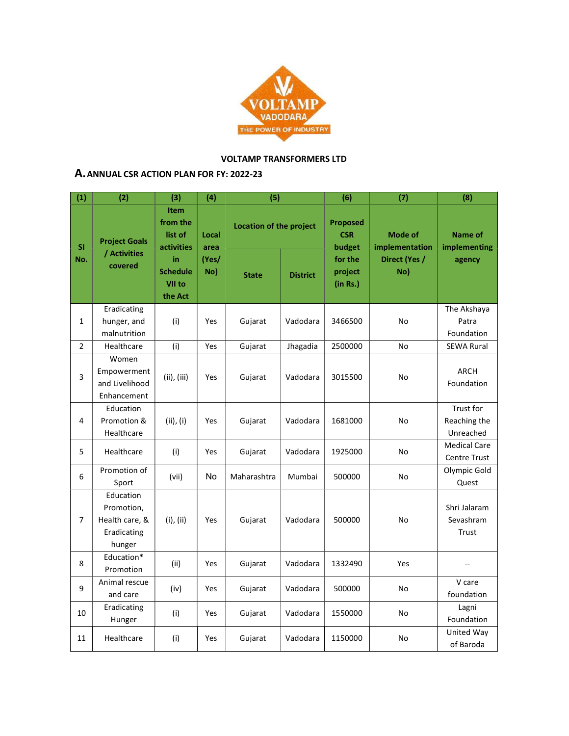VOLTAMP TRANSFORMERS LTD

## A. ANNUAL CSR ACTION PLAN FOR FY: 2022-23

| (1) | (2) | (3) | (4) | (5) | | (6) | (7) | (8) |
|---|---|---|---|---|---|---|---|---|
| Sl No. | Project Goals / Activities covered | Item from the list of activities in Schedule VII to the Act | Local area (Yes/ No) | Location of the project | | Proposed CSR budget for the project (in Rs.) | Mode of implementation Direct (Yes / No) | Name of implementing agency |
| | | | | State | District | | | |
| 1 | Eradicating hunger, and malnutrition | (i) | Yes | Gujarat | Vadodara | 3466500 | No | The Akshaya Patra Foundation |
| 2 | Healthcare | (i) | Yes | Gujarat | Jhagadia | 2500000 | No | SEWA Rural |
| 3 | Women Empowerment and Livelihood Enhancement | (ii), (iii) | Yes | Gujarat | Vadodara | 3015500 | No | ARCH Foundation |
| 4 | Education Promotion & Healthcare | (ii), (i) | Yes | Gujarat | Vadodara | 1681000 | No | Trust for Reaching the Unreached |
| 5 | Healthcare | (i) | Yes | Gujarat | Vadodara | 1925000 | No | Medical Care Centre Trust |
| 6 | Promotion of Sport | (vii) | No | Maharashtra | Mumbai | 500000 | No | Olympic Gold Quest |
| 7 | Education Promotion, Health care, & Eradicating hunger | (i), (ii) | Yes | Gujarat | Vadodara | 500000 | No | Shri Jalaram Sevashram Trust |
| 8 | Education* Promotion | (ii) | Yes | Gujarat | Vadodara | 1332490 | Yes | -- |
| 9 | Animal rescue and care | (iv) | Yes | Gujarat | Vadodara | 500000 | No | V care foundation |
| 10 | Eradicating Hunger | (i) | Yes | Gujarat | Vadodara | 1550000 | No | Lagni Foundation |
| 11 | Healthcare | (i) | Yes | Gujarat | Vadodara | 1150000 | No | United Way of Baroda |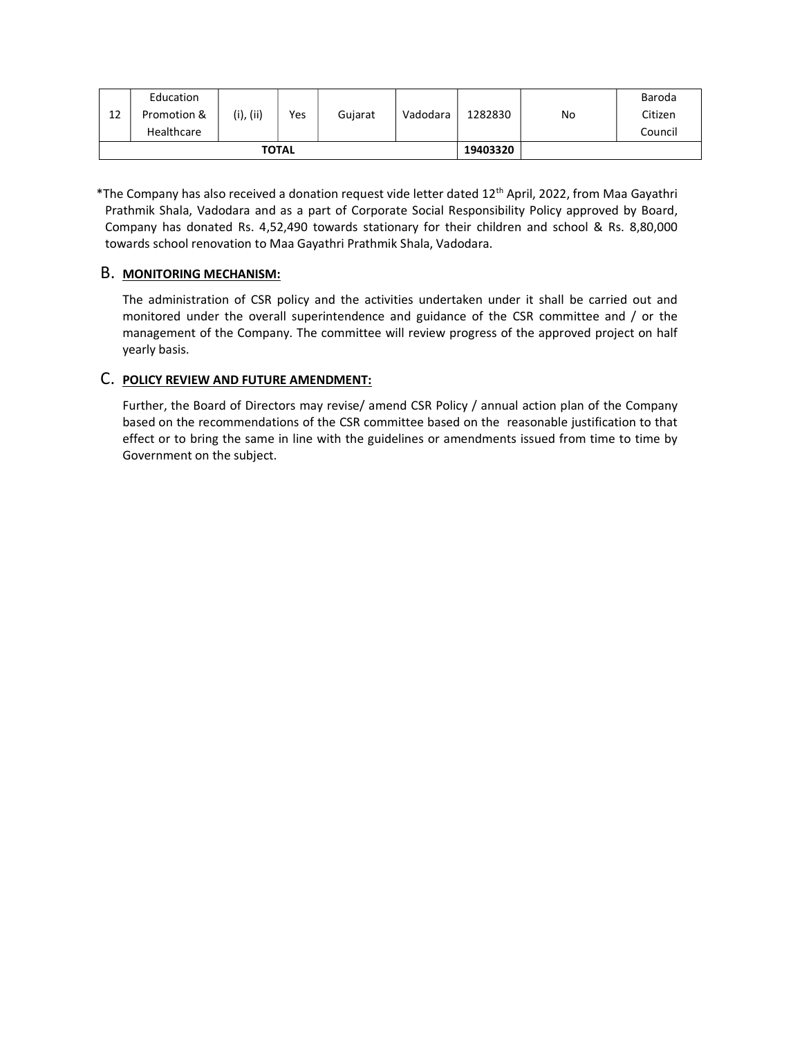| | | | | | | | | |
|---|---|---|---|---|---|---|---|---|
| 12 | Education Promotion & Healthcare | (i), (ii) | Yes | Gujarat | Vadodara | 1282830 | No | Baroda Citizen Council |
| **TOTAL** | | | | | | **19403320** | | |

*The Company has also received a donation request vide letter dated 12th April, 2022, from Maa Gayathri Prathmik Shala, Vadodara and as a part of Corporate Social Responsibility Policy approved by Board, Company has donated Rs. 4,52,490 towards stationary for their children and school & Rs. 8,80,000 towards school renovation to Maa Gayathri Prathmik Shala, Vadodara.

## B. **MONITORING MECHANISM:**

The administration of CSR policy and the activities undertaken under it shall be carried out and monitored under the overall superintendence and guidance of the CSR committee and / or the management of the Company. The committee will review progress of the approved project on half yearly basis.

## C. **POLICY REVIEW AND FUTURE AMENDMENT:**

Further, the Board of Directors may revise/ amend CSR Policy / annual action plan of the Company based on the recommendations of the CSR committee based on the reasonable justification to that effect or to bring the same in line with the guidelines or amendments issued from time to time by Government on the subject.